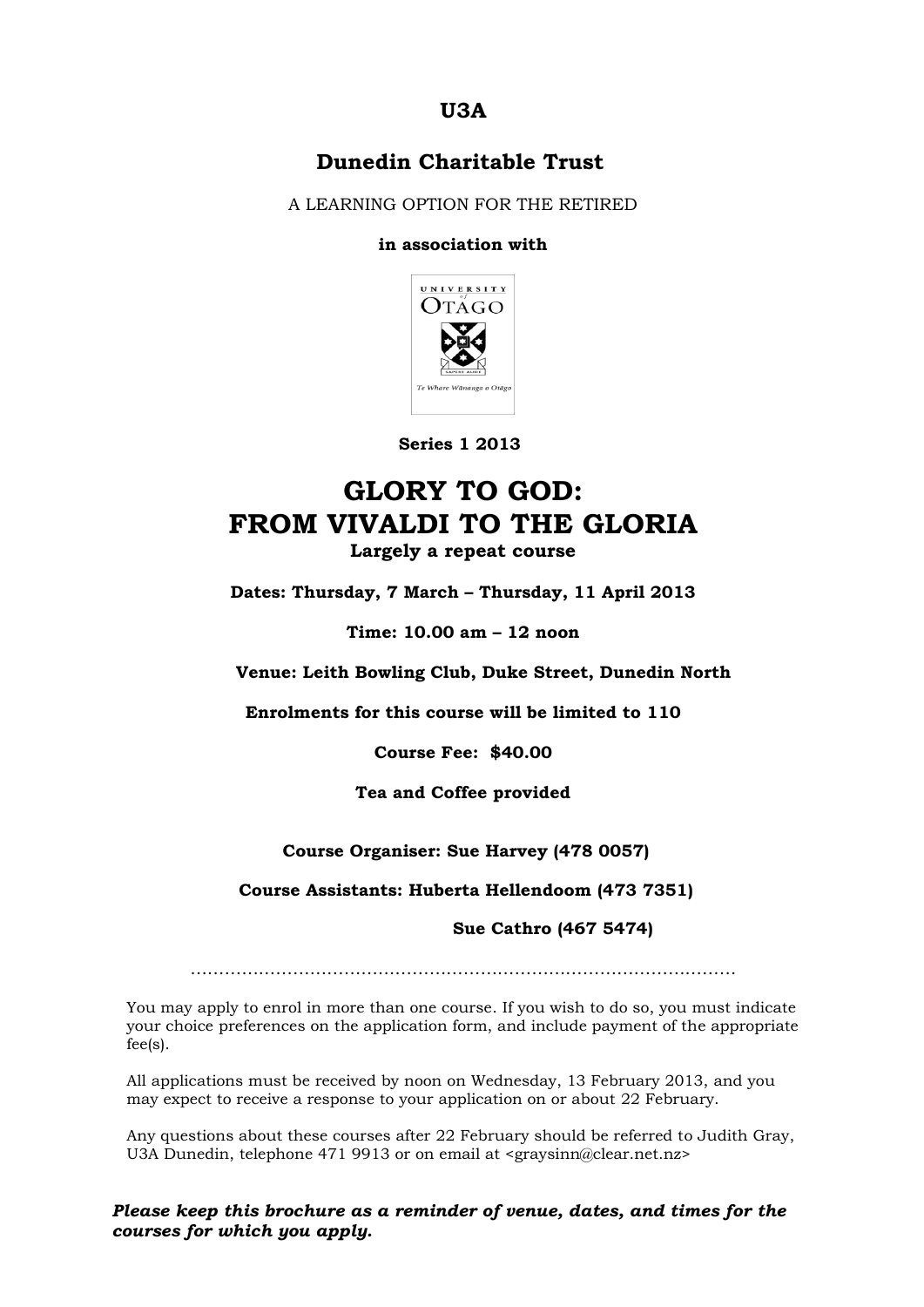**U3A**

## Dunedin Charitable Trust

A LEARNING OPTION FOR THE RETIRED

**in association with**

**Series 1 2013**

# GLORY TO GOD: FROM VIVALDI TO THE GLORIA

**Largely a repeat course**

**Dates: Thursday, 7 March – Thursday, 11 April 2013**

**Time: 10.00 am – 12 noon**

**Venue: Leith Bowling Club, Duke Street, Dunedin North**

**Enrolments for this course will be limited to 110**

**Course Fee: $40.00**

**Tea and Coffee provided**

**Course Organiser: Sue Harvey (478 0057)**

**Course Assistants: Huberta Hellendoom (473 7351)**

**Sue Cathro (467 5474)**

…………………………………………………………………………………

You may apply to enrol in more than one course. If you wish to do so, you must indicate your choice preferences on the application form, and include payment of the appropriate fee(s).

All applications must be received by noon on Wednesday, 13 February 2013, and you may expect to receive a response to your application on or about 22 February.

Any questions about these courses after 22 February should be referred to Judith Gray, U3A Dunedin, telephone 471 9913 or on email at <graysinn@clear.net.nz>

***Please keep this brochure as a reminder of venue, dates, and times for the courses for which you apply.***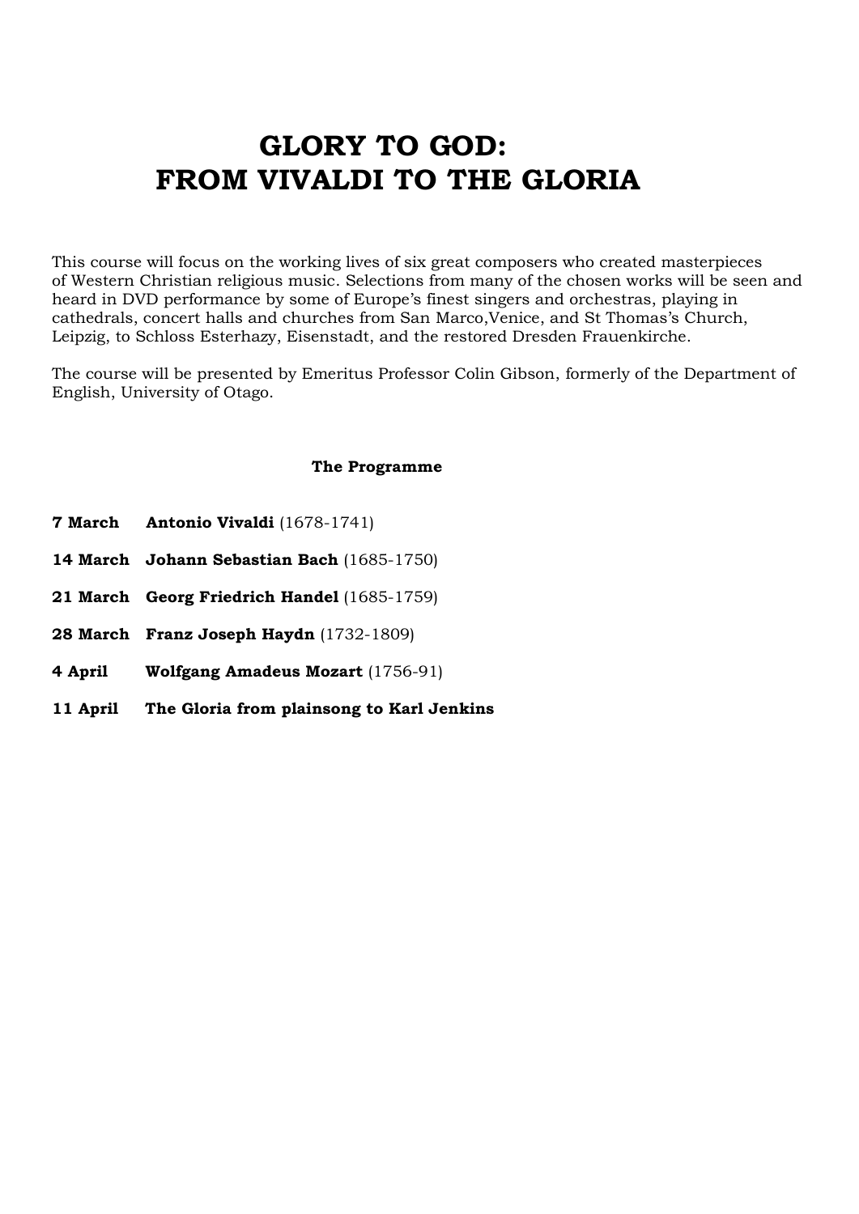# GLORY TO GOD:
# FROM VIVALDI TO THE GLORIA

This course will focus on the working lives of six great composers who created masterpieces of Western Christian religious music. Selections from many of the chosen works will be seen and heard in DVD performance by some of Europe's finest singers and orchestras, playing in cathedrals, concert halls and churches from San Marco,Venice, and St Thomas's Church, Leipzig, to Schloss Esterhazy, Eisenstadt, and the restored Dresden Frauenkirche.

The course will be presented by Emeritus Professor Colin Gibson, formerly of the Department of English, University of Otago.

**The Programme**

**7 March** **Antonio Vivaldi** (1678-1741)

**14 March** **Johann Sebastian Bach** (1685-1750)

**21 March** **Georg Friedrich Handel** (1685-1759)

**28 March** **Franz Joseph Haydn** (1732-1809)

**4 April** **Wolfgang Amadeus Mozart** (1756-91)

**11 April** **The Gloria from plainsong to Karl Jenkins**